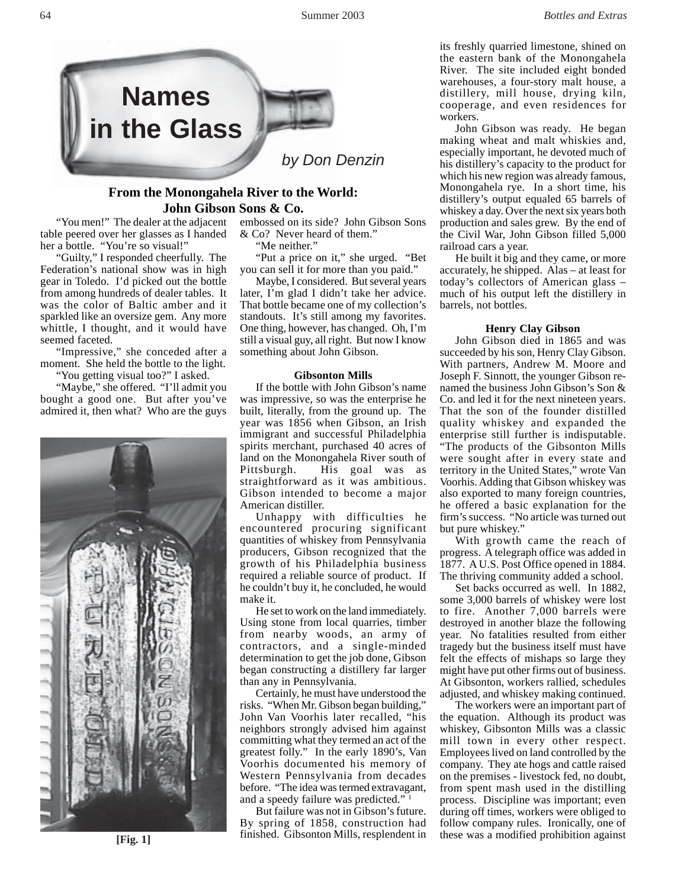# Names in the Glass

*by Don Denzin*

## From the Monongahela River to the World: John Gibson Sons & Co.

"You men!" The dealer at the adjacent table peered over her glasses as I handed her a bottle. "You're so visual!"

"Guilty," I responded cheerfully. The Federation's national show was in high gear in Toledo. I'd picked out the bottle from among hundreds of dealer tables. It was the color of Baltic amber and it sparkled like an oversize gem. Any more whittle, I thought, and it would have seemed faceted.

"Impressive," she conceded after a moment. She held the bottle to the light.

"You getting visual too?" I asked.

"Maybe," she offered. "I'll admit you bought a good one. But after you've admired it, then what? Who are the guys embossed on its side? John Gibson Sons & Co? Never heard of them."

"Me neither."

"Put a price on it," she urged. "Bet you can sell it for more than you paid."

Maybe, I considered. But several years later, I'm glad I didn't take her advice. That bottle became one of my collection's standouts. It's still among my favorites. One thing, however, has changed. Oh, I'm still a visual guy, all right. But now I know something about John Gibson.

**[Fig. 1]**

### Gibsonton Mills

If the bottle with John Gibson's name was impressive, so was the enterprise he built, literally, from the ground up. The year was 1856 when Gibson, an Irish immigrant and successful Philadelphia spirits merchant, purchased 40 acres of land on the Monongahela River south of Pittsburgh. His goal was as straightforward as it was ambitious. Gibson intended to become a major American distiller.

Unhappy with difficulties he encountered procuring significant quantities of whiskey from Pennsylvania producers, Gibson recognized that the growth of his Philadelphia business required a reliable source of product. If he couldn't buy it, he concluded, he would make it.

He set to work on the land immediately. Using stone from local quarries, timber from nearby woods, an army of contractors, and a single-minded determination to get the job done, Gibson began constructing a distillery far larger than any in Pennsylvania.

Certainly, he must have understood the risks. "When Mr. Gibson began building," John Van Voorhis later recalled, "his neighbors strongly advised him against committing what they termed an act of the greatest folly." In the early 1890's, Van Voorhis documented his memory of Western Pennsylvania from decades before. "The idea was termed extravagant, and a speedy failure was predicted." [1]

But failure was not in Gibson's future. By spring of 1858, construction had finished. Gibsonton Mills, resplendent in its freshly quarried limestone, shined on the eastern bank of the Monongahela River. The site included eight bonded warehouses, a four-story malt house, a distillery, mill house, drying kiln, cooperage, and even residences for workers.

John Gibson was ready. He began making wheat and malt whiskies and, especially important, he devoted much of his distillery's capacity to the product for which his new region was already famous, Monongahela rye. In a short time, his distillery's output equaled 65 barrels of whiskey a day. Over the next six years both production and sales grew. By the end of the Civil War, John Gibson filled 5,000 railroad cars a year.

He built it big and they came, or more accurately, he shipped. Alas – at least for today's collectors of American glass – much of his output left the distillery in barrels, not bottles.

### Henry Clay Gibson

John Gibson died in 1865 and was succeeded by his son, Henry Clay Gibson. With partners, Andrew M. Moore and Joseph F. Sinnott, the younger Gibson renamed the business John Gibson's Son & Co. and led it for the next nineteen years. That the son of the founder distilled quality whiskey and expanded the enterprise still further is indisputable. "The products of the Gibsonton Mills were sought after in every state and territory in the United States," wrote Van Voorhis. Adding that Gibson whiskey was also exported to many foreign countries, he offered a basic explanation for the firm's success. "No article was turned out but pure whiskey."

With growth came the reach of progress. A telegraph office was added in 1877. A U.S. Post Office opened in 1884. The thriving community added a school.

Set backs occurred as well. In 1882, some 3,000 barrels of whiskey were lost to fire. Another 7,000 barrels were destroyed in another blaze the following year. No fatalities resulted from either tragedy but the business itself must have felt the effects of mishaps so large they might have put other firms out of business. At Gibsonton, workers rallied, schedules adjusted, and whiskey making continued.

The workers were an important part of the equation. Although its product was whiskey, Gibsonton Mills was a classic mill town in every other respect. Employees lived on land controlled by the company. They ate hogs and cattle raised on the premises - livestock fed, no doubt, from spent mash used in the distilling process. Discipline was important; even during off times, workers were obliged to follow company rules. Ironically, one of these was a modified prohibition against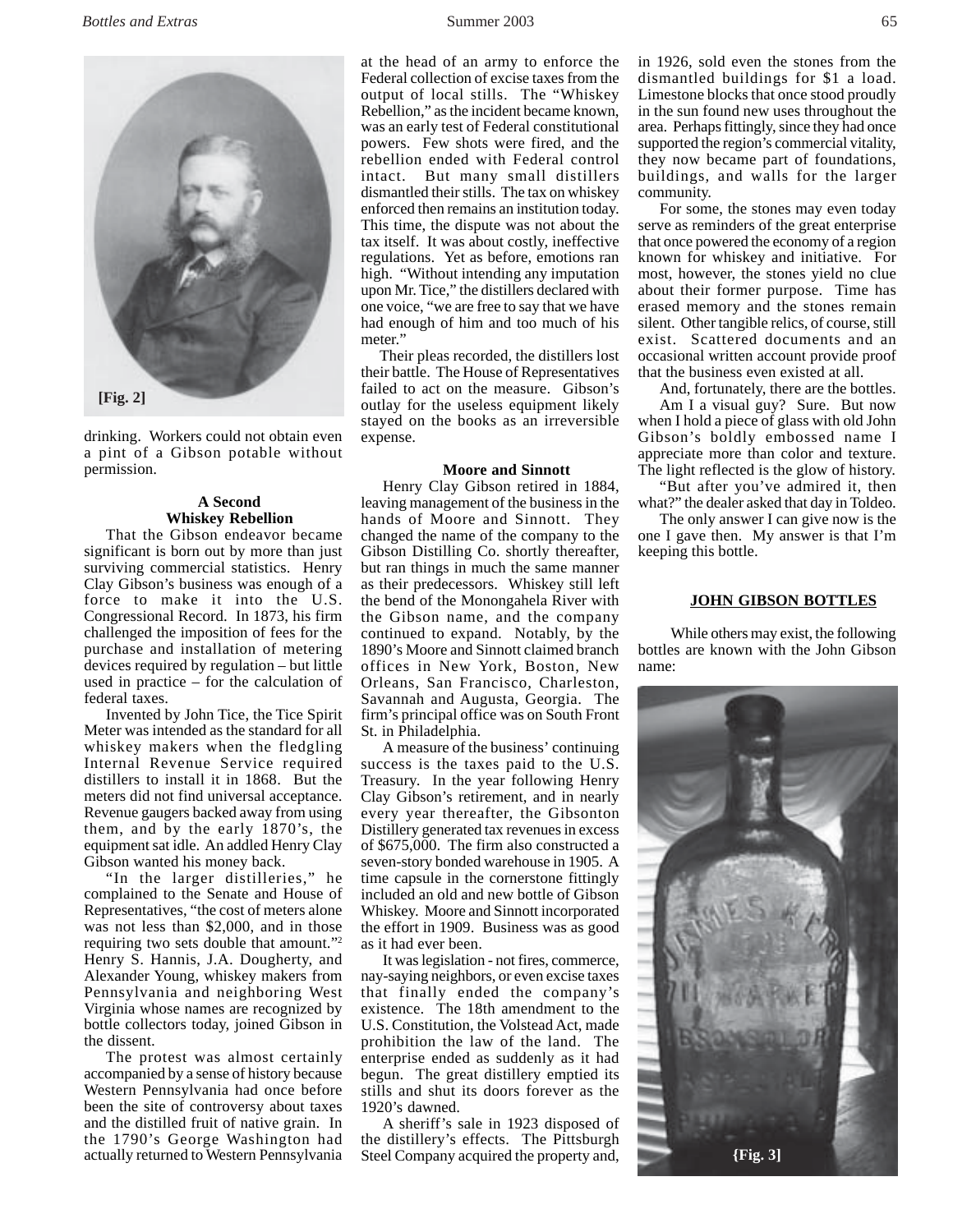[Fig. 2]

drinking. Workers could not obtain even a pint of a Gibson potable without permission.

### A Second Whiskey Rebellion

That the Gibson endeavor became significant is born out by more than just surviving commercial statistics. Henry Clay Gibson's business was enough of a force to make it into the U.S. Congressional Record. In 1873, his firm challenged the imposition of fees for the purchase and installation of metering devices required by regulation – but little used in practice – for the calculation of federal taxes.

Invented by John Tice, the Tice Spirit Meter was intended as the standard for all whiskey makers when the fledgling Internal Revenue Service required distillers to install it in 1868. But the meters did not find universal acceptance. Revenue gaugers backed away from using them, and by the early 1870's, the equipment sat idle. An addled Henry Clay Gibson wanted his money back.

"In the larger distilleries," he complained to the Senate and House of Representatives, "the cost of meters alone was not less than $2,000, and in those requiring two sets double that amount."[2] Henry S. Hannis, J.A. Dougherty, and Alexander Young, whiskey makers from Pennsylvania and neighboring West Virginia whose names are recognized by bottle collectors today, joined Gibson in the dissent.

The protest was almost certainly accompanied by a sense of history because Western Pennsylvania had once before been the site of controversy about taxes and the distilled fruit of native grain. In the 1790's George Washington had actually returned to Western Pennsylvania at the head of an army to enforce the Federal collection of excise taxes from the output of local stills. The "Whiskey Rebellion," as the incident became known, was an early test of Federal constitutional powers. Few shots were fired, and the rebellion ended with Federal control intact. But many small distillers dismantled their stills. The tax on whiskey enforced then remains an institution today. This time, the dispute was not about the tax itself. It was about costly, ineffective regulations. Yet as before, emotions ran high. "Without intending any imputation upon Mr. Tice," the distillers declared with one voice, "we are free to say that we have had enough of him and too much of his meter."

Their pleas recorded, the distillers lost their battle. The House of Representatives failed to act on the measure. Gibson's outlay for the useless equipment likely stayed on the books as an irreversible expense.

### Moore and Sinnott

Henry Clay Gibson retired in 1884, leaving management of the business in the hands of Moore and Sinnott. They changed the name of the company to the Gibson Distilling Co. shortly thereafter, but ran things in much the same manner as their predecessors. Whiskey still left the bend of the Monongahela River with the Gibson name, and the company continued to expand. Notably, by the 1890's Moore and Sinnott claimed branch offices in New York, Boston, New Orleans, San Francisco, Charleston, Savannah and Augusta, Georgia. The firm's principal office was on South Front St. in Philadelphia.

A measure of the business' continuing success is the taxes paid to the U.S. Treasury. In the year following Henry Clay Gibson's retirement, and in nearly every year thereafter, the Gibsonton Distillery generated tax revenues in excess of $675,000. The firm also constructed a seven-story bonded warehouse in 1905. A time capsule in the cornerstone fittingly included an old and new bottle of Gibson Whiskey. Moore and Sinnott incorporated the effort in 1909. Business was as good as it had ever been.

It was legislation - not fires, commerce, nay-saying neighbors, or even excise taxes that finally ended the company's existence. The 18th amendment to the U.S. Constitution, the Volstead Act, made prohibition the law of the land. The enterprise ended as suddenly as it had begun. The great distillery emptied its stills and shut its doors forever as the 1920's dawned.

A sheriff's sale in 1923 disposed of the distillery's effects. The Pittsburgh Steel Company acquired the property and, in 1926, sold even the stones from the dismantled buildings for $1 a load. Limestone blocks that once stood proudly in the sun found new uses throughout the area. Perhaps fittingly, since they had once supported the region's commercial vitality, they now became part of foundations, buildings, and walls for the larger community.

For some, the stones may even today serve as reminders of the great enterprise that once powered the economy of a region known for whiskey and initiative. For most, however, the stones yield no clue about their former purpose. Time has erased memory and the stones remain silent. Other tangible relics, of course, still exist. Scattered documents and an occasional written account provide proof that the business even existed at all.

And, fortunately, there are the bottles.

Am I a visual guy? Sure. But now when I hold a piece of glass with old John Gibson's boldly embossed name I appreciate more than color and texture. The light reflected is the glow of history.

"But after you've admired it, then what?" the dealer asked that day in Toldeo.

The only answer I can give now is the one I gave then. My answer is that I'm keeping this bottle.

### JOHN GIBSON BOTTLES

While others may exist, the following bottles are known with the John Gibson name:

{Fig. 3]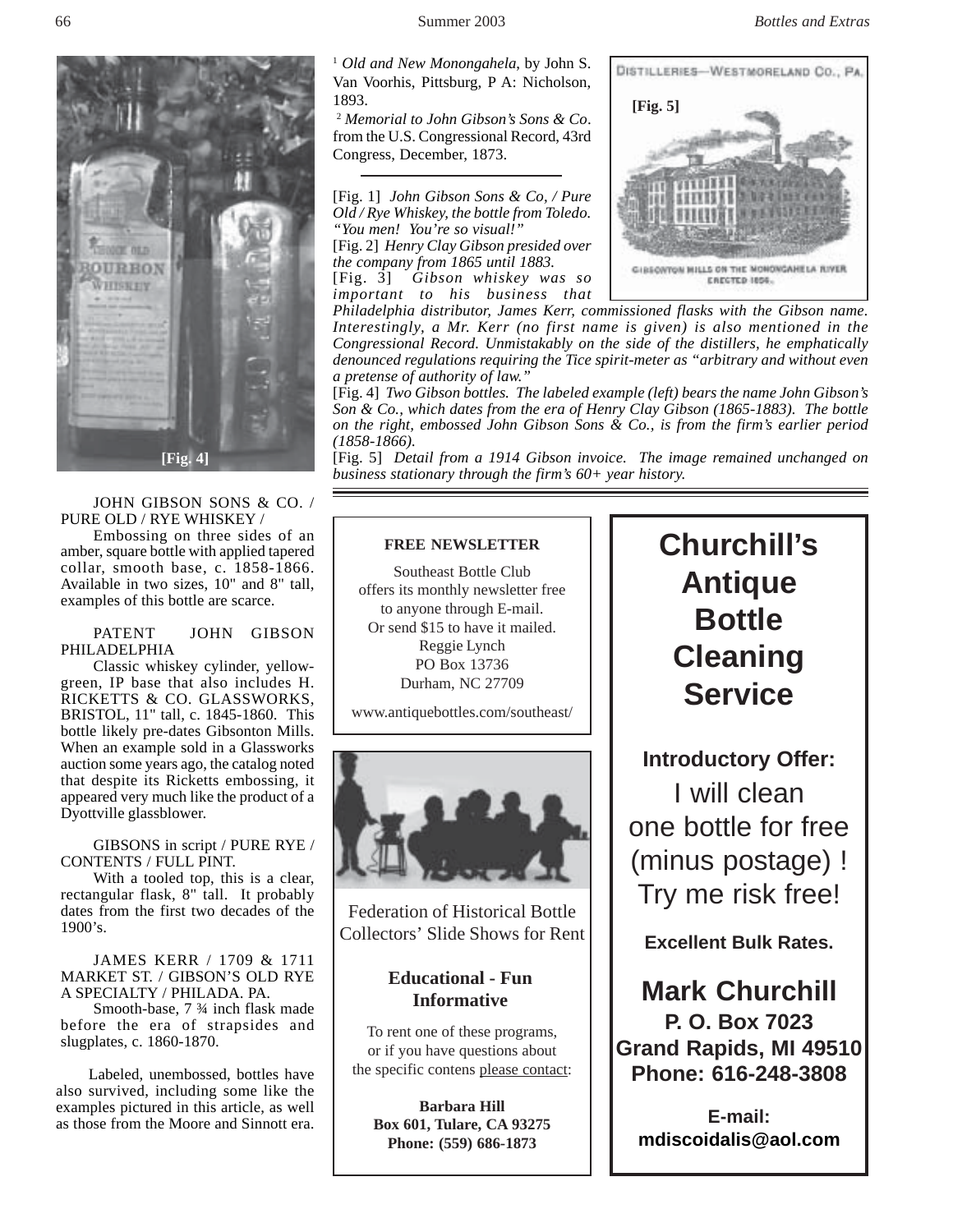[1] *Old and New Monongahela*, by John S. Van Voorhis, Pittsburg, P A: Nicholson, 1893.

[2] *Memorial to John Gibson's Sons & Co*. from the U.S. Congressional Record, 43rd Congress, December, 1873.

---

[Fig. 1] *John Gibson Sons & Co, / Pure Old / Rye Whiskey, the bottle from Toledo. "You men! You're so visual!"*

[Fig. 2] *Henry Clay Gibson presided over the company from 1865 until 1883.*

[Fig. 3] *Gibson whiskey was so important to his business that Philadelphia distributor, James Kerr, commissioned flasks with the Gibson name. Interestingly, a Mr. Kerr (no first name is given) is also mentioned in the Congressional Record. Unmistakably on the side of the distillers, he emphatically denounced regulations requiring the Tice spirit-meter as "arbitrary and without even a pretense of authority of law."*

[Fig. 4] *Two Gibson bottles. The labeled example (left) bears the name John Gibson's Son & Co., which dates from the era of Henry Clay Gibson (1865-1883). The bottle on the right, embossed John Gibson Sons & Co., is from the firm's earlier period (1858-1866).*

[Fig. 5] *Detail from a 1914 Gibson invoice. The image remained unchanged on business stationary through the firm's 60+ year history.*

JOHN GIBSON SONS & CO. / PURE OLD / RYE WHISKEY /

Embossing on three sides of an amber, square bottle with applied tapered collar, smooth base, c. 1858-1866. Available in two sizes, 10" and 8" tall, examples of this bottle are scarce.

PATENT JOHN GIBSON PHILADELPHIA

Classic whiskey cylinder, yellow-green, IP base that also includes H. RICKETTS & CO. GLASSWORKS, BRISTOL, 11" tall, c. 1845-1860. This bottle likely pre-dates Gibsonton Mills. When an example sold in a Glassworks auction some years ago, the catalog noted that despite its Ricketts embossing, it appeared very much like the product of a Dyottville glassblower.

GIBSONS in script / PURE RYE / CONTENTS / FULL PINT.

With a tooled top, this is a clear, rectangular flask, 8" tall. It probably dates from the first two decades of the 1900's.

JAMES KERR / 1709 & 1711 MARKET ST. / GIBSON'S OLD RYE A SPECIALTY / PHILADA. PA.

Smooth-base, 7 ¾ inch flask made before the era of strapsides and slugplates, c. 1860-1870.

Labeled, unembossed, bottles have also survived, including some like the examples pictured in this article, as well as those from the Moore and Sinnott era.

---

**FREE NEWSLETTER**

Southeast Bottle Club offers its monthly newsletter free to anyone through E-mail. Or send $15 to have it mailed.
Reggie Lynch
PO Box 13736
Durham, NC 27709

www.antiquebottles.com/southeast/

---

Federation of Historical Bottle Collectors' Slide Shows for Rent

**Educational - Fun Informative**

To rent one of these programs, or if you have questions about the specific contens please contact:

**Barbara Hill**
**Box 601, Tulare, CA 93275**
**Phone: (559) 686-1873**

---

# Churchill's Antique Bottle Cleaning Service

**Introductory Offer:**

I will clean one bottle for free (minus postage) ! Try me risk free!

**Excellent Bulk Rates.**

**Mark Churchill**
**P. O. Box 7023**
**Grand Rapids, MI 49510**
**Phone: 616-248-3808**

**E-mail:**
**mdiscoidalis@aol.com**